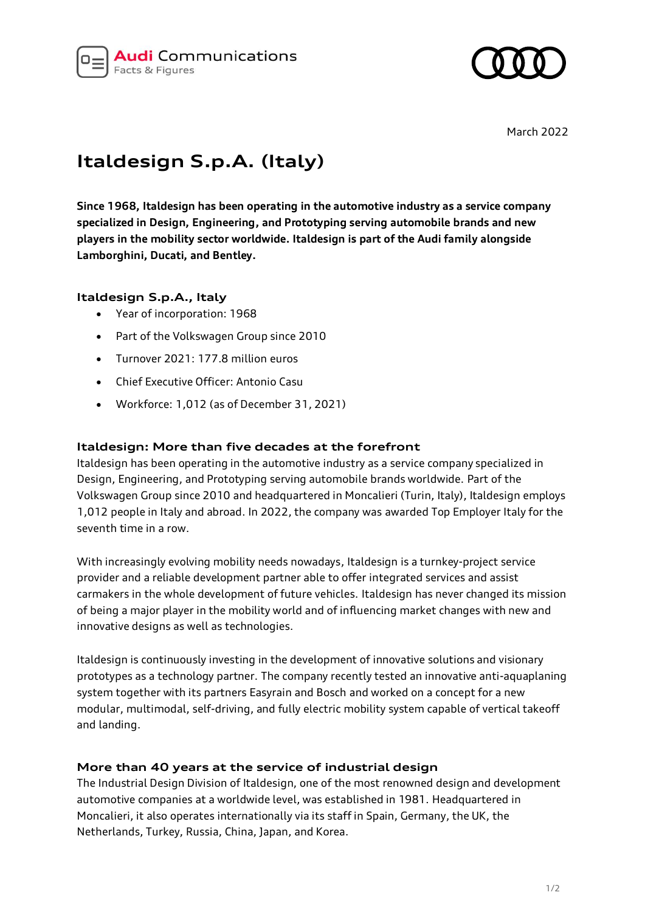Audi Communications
Facts & Figures

March 2022

# Italdesign S.p.A. (Italy)

**Since 1968, Italdesign has been operating in the automotive industry as a service company specialized in Design, Engineering, and Prototyping serving automobile brands and new players in the mobility sector worldwide. Italdesign is part of the Audi family alongside Lamborghini, Ducati, and Bentley.**

### Italdesign S.p.A., Italy

- Year of incorporation: 1968
- Part of the Volkswagen Group since 2010
- Turnover 2021: 177.8 million euros
- Chief Executive Officer: Antonio Casu
- Workforce: 1,012 (as of December 31, 2021)

### Italdesign: More than five decades at the forefront

Italdesign has been operating in the automotive industry as a service company specialized in Design, Engineering, and Prototyping serving automobile brands worldwide. Part of the Volkswagen Group since 2010 and headquartered in Moncalieri (Turin, Italy), Italdesign employs 1,012 people in Italy and abroad. In 2022, the company was awarded Top Employer Italy for the seventh time in a row.

With increasingly evolving mobility needs nowadays, Italdesign is a turnkey-project service provider and a reliable development partner able to offer integrated services and assist carmakers in the whole development of future vehicles. Italdesign has never changed its mission of being a major player in the mobility world and of influencing market changes with new and innovative designs as well as technologies.

Italdesign is continuously investing in the development of innovative solutions and visionary prototypes as a technology partner. The company recently tested an innovative anti-aquaplaning system together with its partners Easyrain and Bosch and worked on a concept for a new modular, multimodal, self-driving, and fully electric mobility system capable of vertical takeoff and landing.

### More than 40 years at the service of industrial design

The Industrial Design Division of Italdesign, one of the most renowned design and development automotive companies at a worldwide level, was established in 1981. Headquartered in Moncalieri, it also operates internationally via its staff in Spain, Germany, the UK, the Netherlands, Turkey, Russia, China, Japan, and Korea.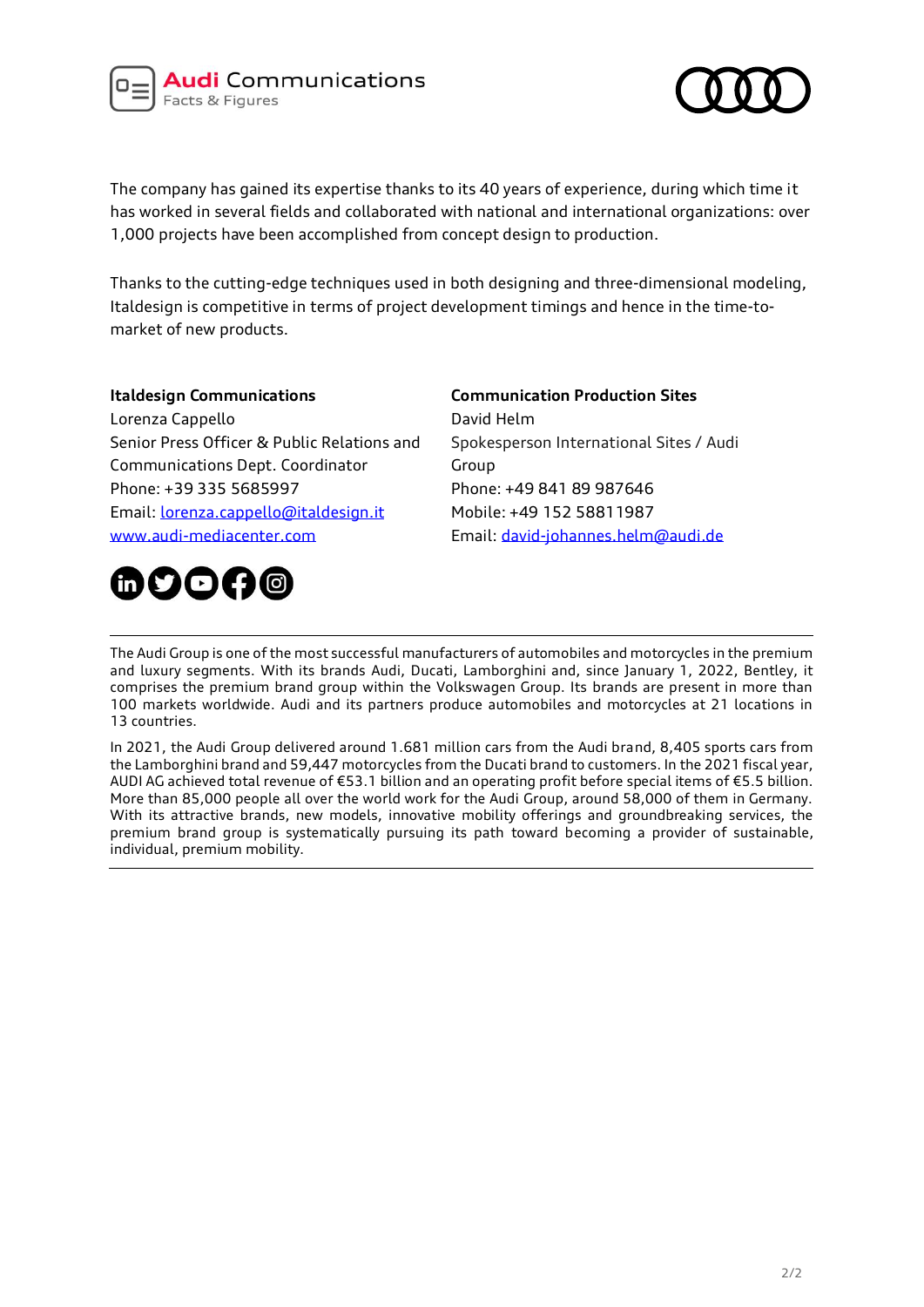The company has gained its expertise thanks to its 40 years of experience, during which time it has worked in several fields and collaborated with national and international organizations: over 1,000 projects have been accomplished from concept design to production.

Thanks to the cutting-edge techniques used in both designing and three-dimensional modeling, Italdesign is competitive in terms of project development timings and hence in the time-to-market of new products.

**Italdesign Communications**
Lorenza Cappello
Senior Press Officer & Public Relations and Communications Dept. Coordinator
Phone: +39 335 5685997
Email: lorenza.cappello@italdesign.it
www.audi-mediacenter.com

**Communication Production Sites**
David Helm
Spokesperson International Sites / Audi Group
Phone: +49 841 89 987646
Mobile: +49 152 58811987
Email: david-johannes.helm@audi.de

---

The Audi Group is one of the most successful manufacturers of automobiles and motorcycles in the premium and luxury segments. With its brands Audi, Ducati, Lamborghini and, since January 1, 2022, Bentley, it comprises the premium brand group within the Volkswagen Group. Its brands are present in more than 100 markets worldwide. Audi and its partners produce automobiles and motorcycles at 21 locations in 13 countries.

In 2021, the Audi Group delivered around 1.681 million cars from the Audi brand, 8,405 sports cars from the Lamborghini brand and 59,447 motorcycles from the Ducati brand to customers. In the 2021 fiscal year, AUDI AG achieved total revenue of €53.1 billion and an operating profit before special items of €5.5 billion. More than 85,000 people all over the world work for the Audi Group, around 58,000 of them in Germany. With its attractive brands, new models, innovative mobility offerings and groundbreaking services, the premium brand group is systematically pursuing its path toward becoming a provider of sustainable, individual, premium mobility.